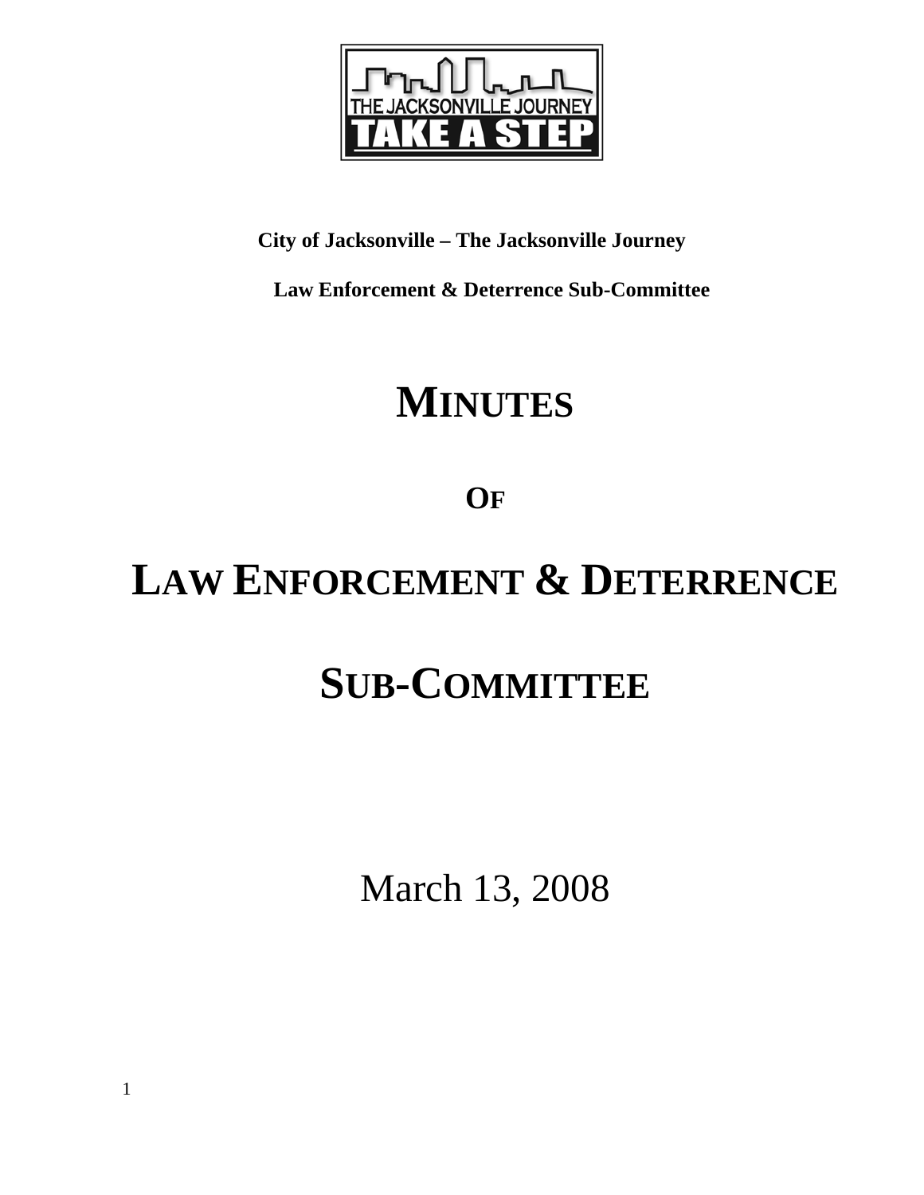**City of Jacksonville – The Jacksonville Journey**

**Law Enforcement & Deterrence Sub-Committee**

# MINUTES

# OF

# LAW ENFORCEMENT & DETERRENCE

# SUB-COMMITTEE

March 13, 2008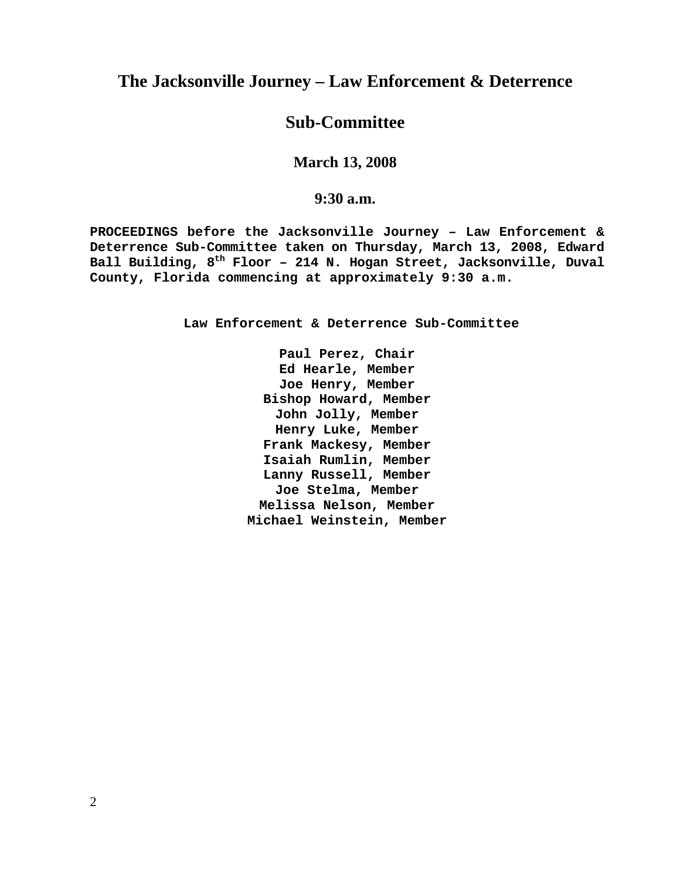# The Jacksonville Journey – Law Enforcement & Deterrence

# Sub-Committee

## March 13, 2008

## 9:30 a.m.

**PROCEEDINGS before the Jacksonville Journey – Law Enforcement & Deterrence Sub-Committee taken on Thursday, March 13, 2008, Edward Ball Building, 8th Floor – 214 N. Hogan Street, Jacksonville, Duval County, Florida commencing at approximately 9:30 a.m.**

**Law Enforcement & Deterrence Sub-Committee**

**Paul Perez, Chair**
**Ed Hearle, Member**
**Joe Henry, Member**
**Bishop Howard, Member**
**John Jolly, Member**
**Henry Luke, Member**
**Frank Mackesy, Member**
**Isaiah Rumlin, Member**
**Lanny Russell, Member**
**Joe Stelma, Member**
**Melissa Nelson, Member**
**Michael Weinstein, Member**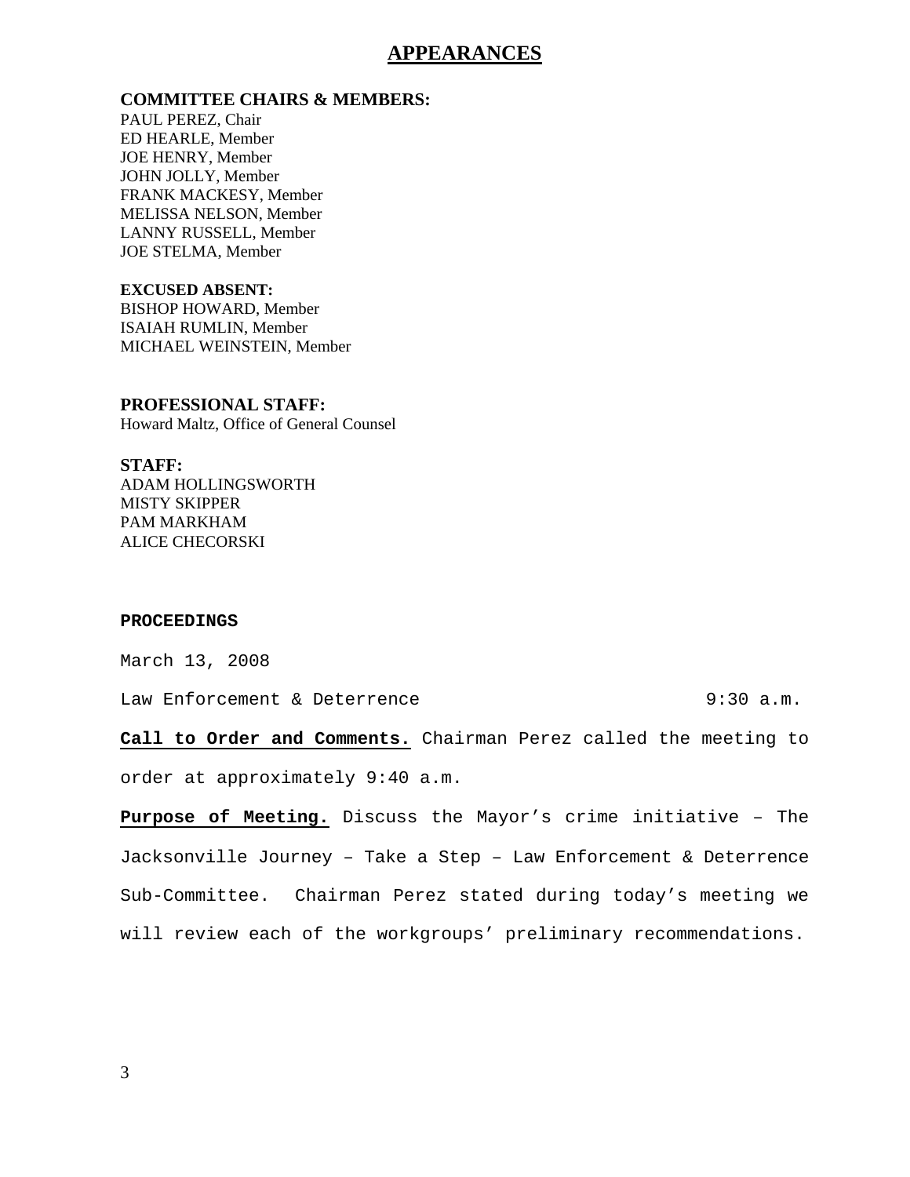# APPEARANCES

**COMMITTEE CHAIRS & MEMBERS:**
PAUL PEREZ, Chair
ED HEARLE, Member
JOE HENRY, Member
JOHN JOLLY, Member
FRANK MACKESY, Member
MELISSA NELSON, Member
LANNY RUSSELL, Member
JOE STELMA, Member

**EXCUSED ABSENT:**
BISHOP HOWARD, Member
ISAIAH RUMLIN, Member
MICHAEL WEINSTEIN, Member

**PROFESSIONAL STAFF:**
Howard Maltz, Office of General Counsel

**STAFF:**
ADAM HOLLINGSWORTH
MISTY SKIPPER
PAM MARKHAM
ALICE CHECORSKI

**PROCEEDINGS**

March 13, 2008

Law Enforcement & Deterrence 9:30 a.m.

**Call to Order and Comments.** Chairman Perez called the meeting to order at approximately 9:40 a.m.

**Purpose of Meeting.** Discuss the Mayor's crime initiative – The Jacksonville Journey – Take a Step – Law Enforcement & Deterrence Sub-Committee. Chairman Perez stated during today's meeting we will review each of the workgroups' preliminary recommendations.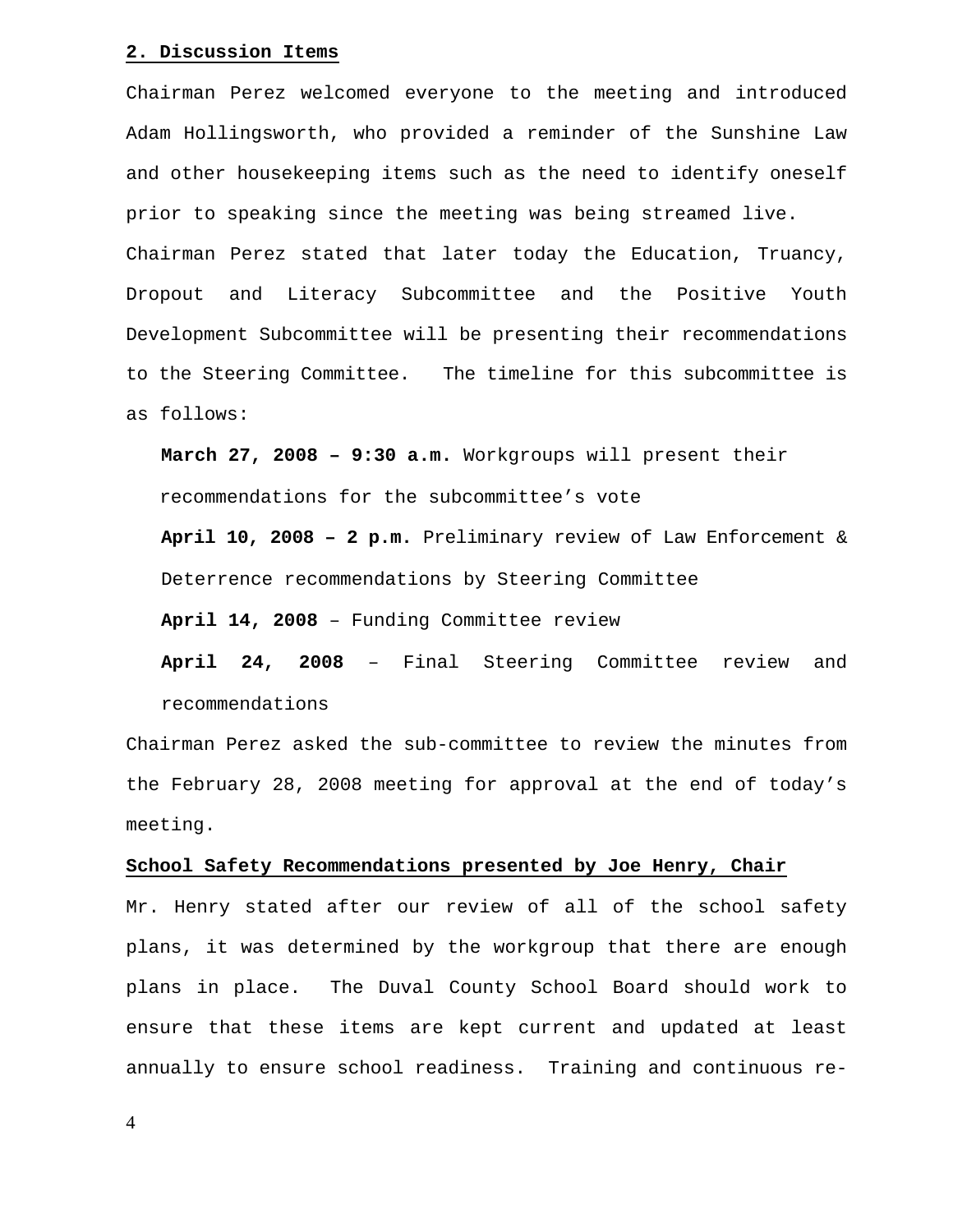**2. Discussion Items**

Chairman Perez welcomed everyone to the meeting and introduced Adam Hollingsworth, who provided a reminder of the Sunshine Law and other housekeeping items such as the need to identify oneself prior to speaking since the meeting was being streamed live. Chairman Perez stated that later today the Education, Truancy, Dropout and Literacy Subcommittee and the Positive Youth Development Subcommittee will be presenting their recommendations to the Steering Committee. The timeline for this subcommittee is as follows:

**March 27, 2008 – 9:30 a.m.** Workgroups will present their recommendations for the subcommittee's vote

**April 10, 2008 – 2 p.m.** Preliminary review of Law Enforcement & Deterrence recommendations by Steering Committee

**April 14, 2008** – Funding Committee review

**April 24, 2008** – Final Steering Committee review and recommendations

Chairman Perez asked the sub-committee to review the minutes from the February 28, 2008 meeting for approval at the end of today's meeting.

**School Safety Recommendations presented by Joe Henry, Chair**

Mr. Henry stated after our review of all of the school safety plans, it was determined by the workgroup that there are enough plans in place. The Duval County School Board should work to ensure that these items are kept current and updated at least annually to ensure school readiness. Training and continuous re-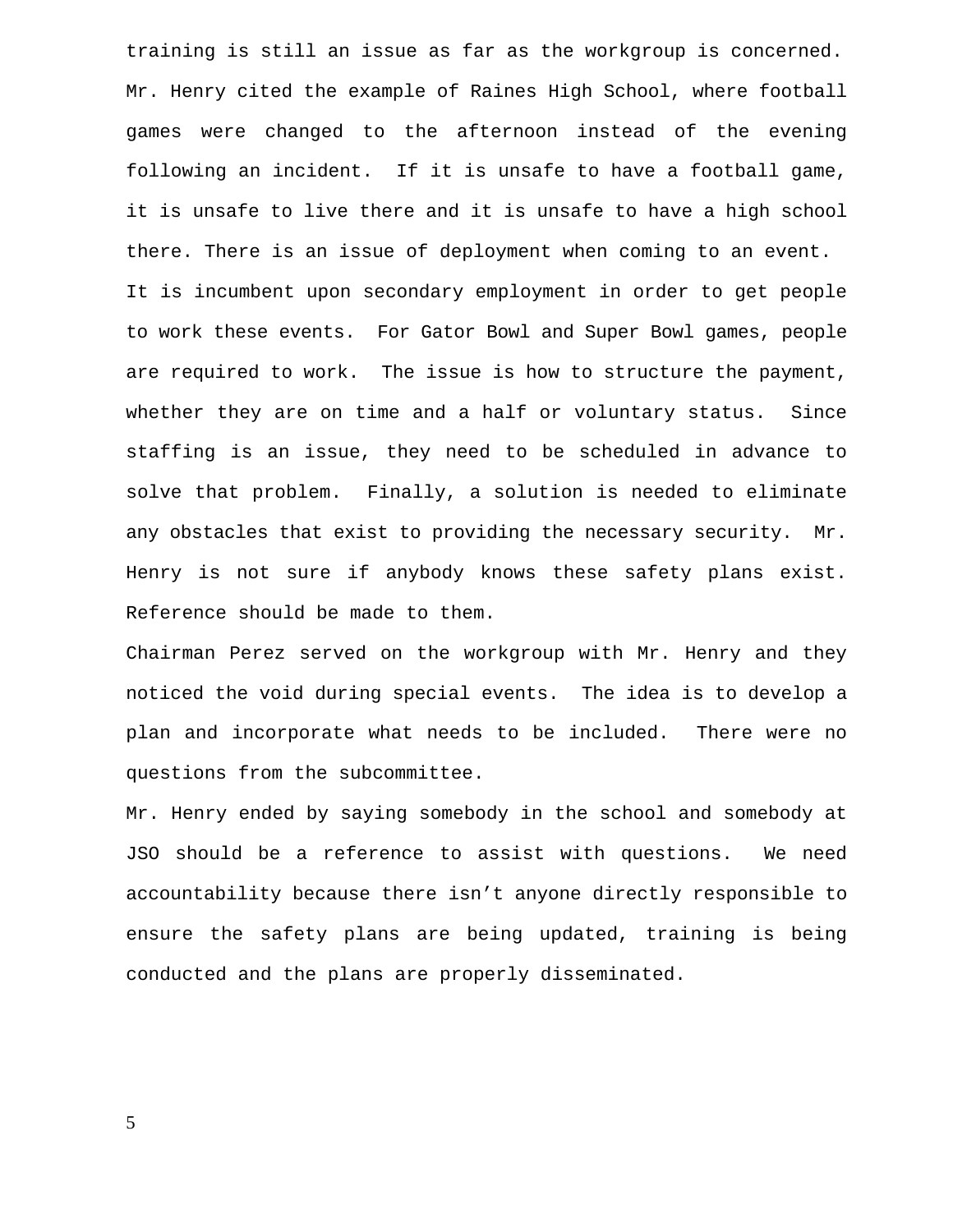training is still an issue as far as the workgroup is concerned. Mr. Henry cited the example of Raines High School, where football games were changed to the afternoon instead of the evening following an incident. If it is unsafe to have a football game, it is unsafe to live there and it is unsafe to have a high school there. There is an issue of deployment when coming to an event. It is incumbent upon secondary employment in order to get people to work these events. For Gator Bowl and Super Bowl games, people are required to work. The issue is how to structure the payment, whether they are on time and a half or voluntary status. Since staffing is an issue, they need to be scheduled in advance to solve that problem. Finally, a solution is needed to eliminate any obstacles that exist to providing the necessary security. Mr. Henry is not sure if anybody knows these safety plans exist. Reference should be made to them.

Chairman Perez served on the workgroup with Mr. Henry and they noticed the void during special events. The idea is to develop a plan and incorporate what needs to be included. There were no questions from the subcommittee.

Mr. Henry ended by saying somebody in the school and somebody at JSO should be a reference to assist with questions. We need accountability because there isn't anyone directly responsible to ensure the safety plans are being updated, training is being conducted and the plans are properly disseminated.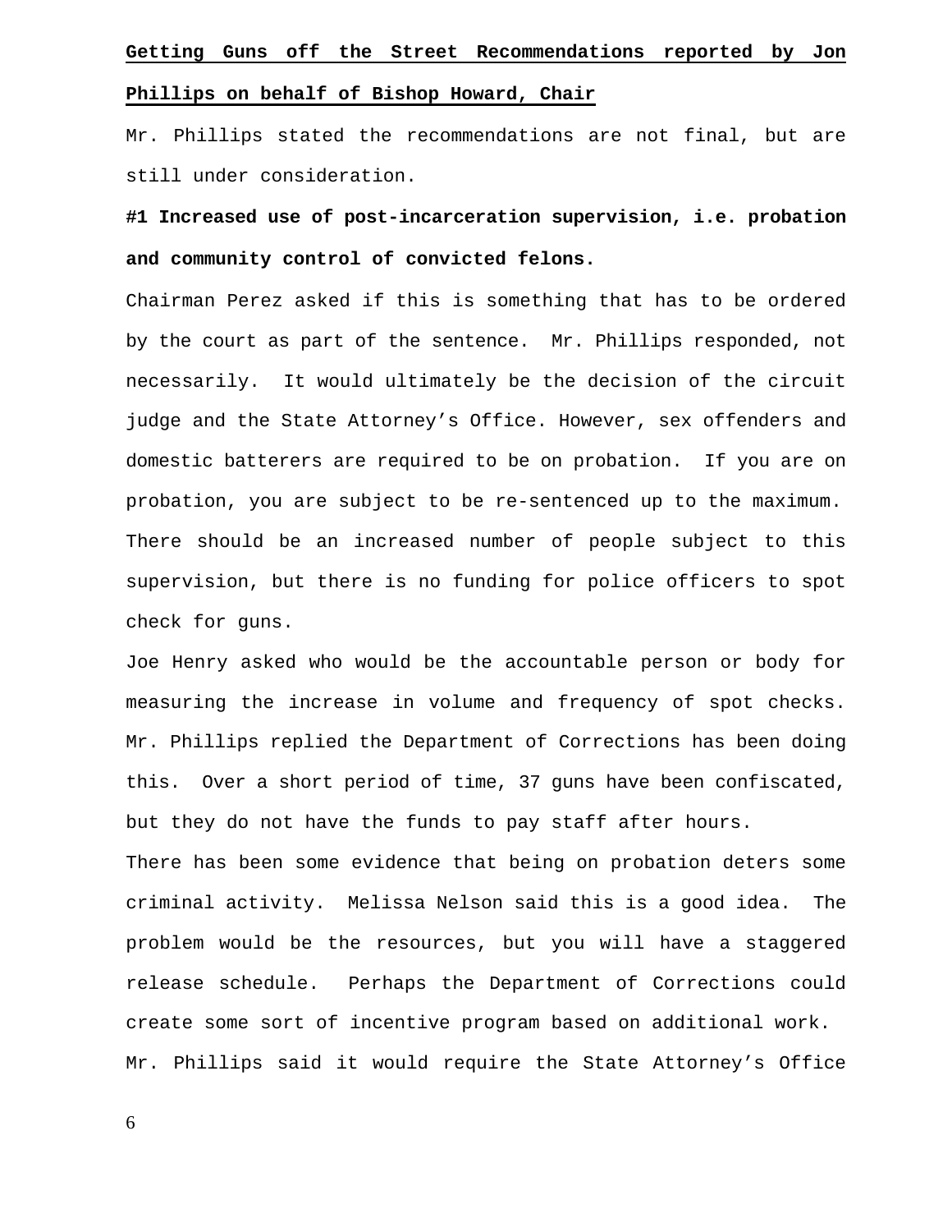**Getting Guns off the Street Recommendations reported by Jon Phillips on behalf of Bishop Howard, Chair**

Mr. Phillips stated the recommendations are not final, but are still under consideration.

**#1 Increased use of post-incarceration supervision, i.e. probation and community control of convicted felons.**

Chairman Perez asked if this is something that has to be ordered by the court as part of the sentence. Mr. Phillips responded, not necessarily. It would ultimately be the decision of the circuit judge and the State Attorney's Office. However, sex offenders and domestic batterers are required to be on probation. If you are on probation, you are subject to be re-sentenced up to the maximum. There should be an increased number of people subject to this supervision, but there is no funding for police officers to spot check for guns.

Joe Henry asked who would be the accountable person or body for measuring the increase in volume and frequency of spot checks. Mr. Phillips replied the Department of Corrections has been doing this. Over a short period of time, 37 guns have been confiscated, but they do not have the funds to pay staff after hours.

There has been some evidence that being on probation deters some criminal activity. Melissa Nelson said this is a good idea. The problem would be the resources, but you will have a staggered release schedule. Perhaps the Department of Corrections could create some sort of incentive program based on additional work.

Mr. Phillips said it would require the State Attorney's Office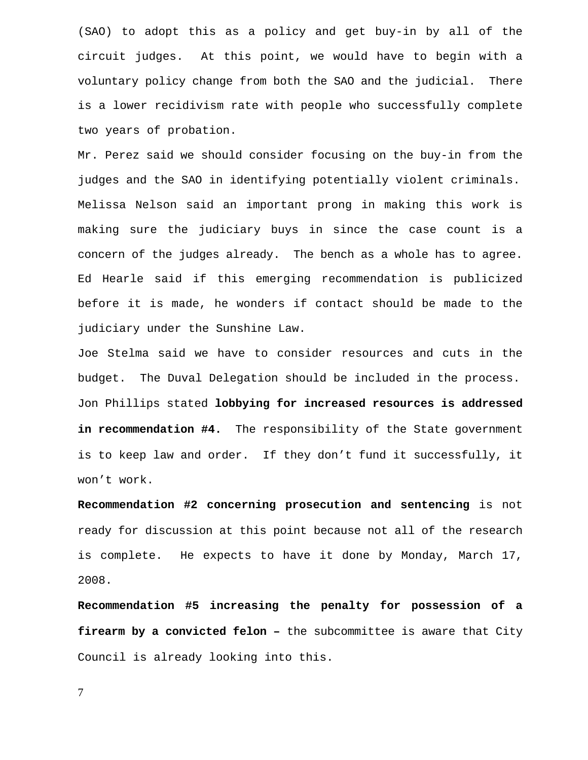(SAO) to adopt this as a policy and get buy-in by all of the circuit judges. At this point, we would have to begin with a voluntary policy change from both the SAO and the judicial. There is a lower recidivism rate with people who successfully complete two years of probation.

Mr. Perez said we should consider focusing on the buy-in from the judges and the SAO in identifying potentially violent criminals.

Melissa Nelson said an important prong in making this work is making sure the judiciary buys in since the case count is a concern of the judges already. The bench as a whole has to agree.

Ed Hearle said if this emerging recommendation is publicized before it is made, he wonders if contact should be made to the judiciary under the Sunshine Law.

Joe Stelma said we have to consider resources and cuts in the budget. The Duval Delegation should be included in the process.

Jon Phillips stated **lobbying for increased resources is addressed in recommendation #4.** The responsibility of the State government is to keep law and order. If they don't fund it successfully, it won't work.

**Recommendation #2 concerning prosecution and sentencing** is not ready for discussion at this point because not all of the research is complete. He expects to have it done by Monday, March 17, 2008.

**Recommendation #5 increasing the penalty for possession of a firearm by a convicted felon –** the subcommittee is aware that City Council is already looking into this.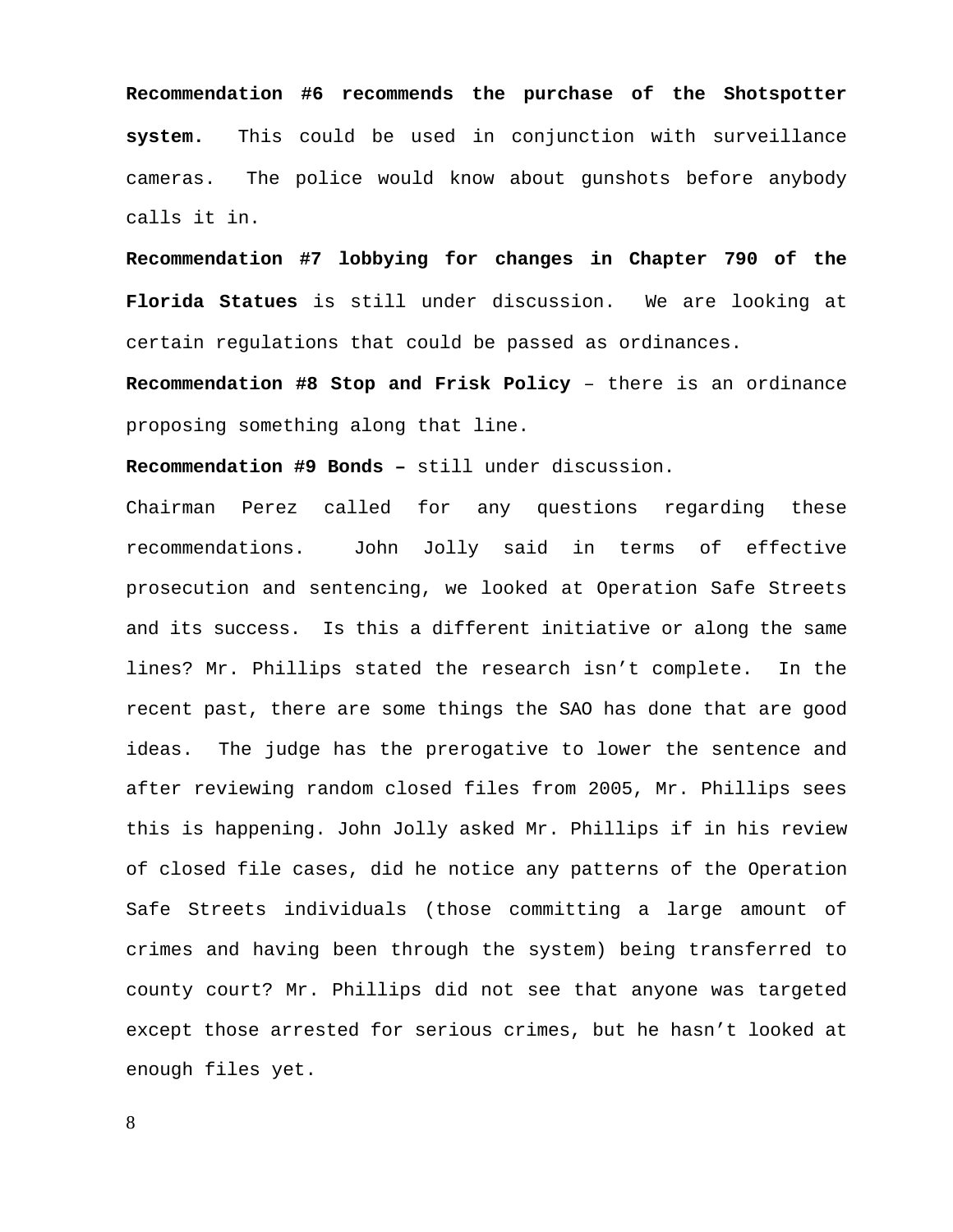**Recommendation #6 recommends the purchase of the Shotspotter system.** This could be used in conjunction with surveillance cameras. The police would know about gunshots before anybody calls it in.

**Recommendation #7 lobbying for changes in Chapter 790 of the Florida Statues** is still under discussion. We are looking at certain regulations that could be passed as ordinances.

**Recommendation #8 Stop and Frisk Policy** – there is an ordinance proposing something along that line.

**Recommendation #9 Bonds –** still under discussion.

Chairman Perez called for any questions regarding these recommendations. John Jolly said in terms of effective prosecution and sentencing, we looked at Operation Safe Streets and its success. Is this a different initiative or along the same lines? Mr. Phillips stated the research isn't complete. In the recent past, there are some things the SAO has done that are good ideas. The judge has the prerogative to lower the sentence and after reviewing random closed files from 2005, Mr. Phillips sees this is happening. John Jolly asked Mr. Phillips if in his review of closed file cases, did he notice any patterns of the Operation Safe Streets individuals (those committing a large amount of crimes and having been through the system) being transferred to county court? Mr. Phillips did not see that anyone was targeted except those arrested for serious crimes, but he hasn't looked at enough files yet.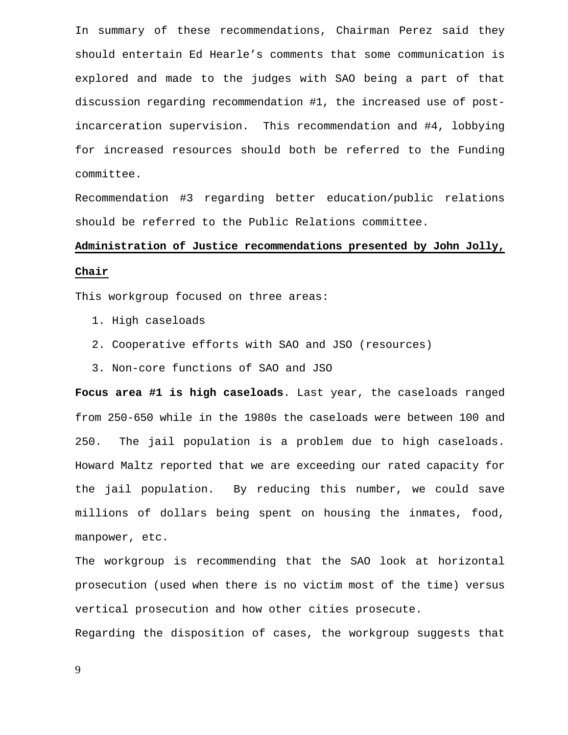In summary of these recommendations, Chairman Perez said they should entertain Ed Hearle's comments that some communication is explored and made to the judges with SAO being a part of that discussion regarding recommendation #1, the increased use of post-incarceration supervision. This recommendation and #4, lobbying for increased resources should both be referred to the Funding committee.

Recommendation #3 regarding better education/public relations should be referred to the Public Relations committee.

**Administration of Justice recommendations presented by John Jolly, Chair**

This workgroup focused on three areas:

1. High caseloads
2. Cooperative efforts with SAO and JSO (resources)
3. Non-core functions of SAO and JSO

**Focus area #1 is high caseloads**. Last year, the caseloads ranged from 250-650 while in the 1980s the caseloads were between 100 and 250. The jail population is a problem due to high caseloads. Howard Maltz reported that we are exceeding our rated capacity for the jail population. By reducing this number, we could save millions of dollars being spent on housing the inmates, food, manpower, etc.

The workgroup is recommending that the SAO look at horizontal prosecution (used when there is no victim most of the time) versus vertical prosecution and how other cities prosecute.

Regarding the disposition of cases, the workgroup suggests that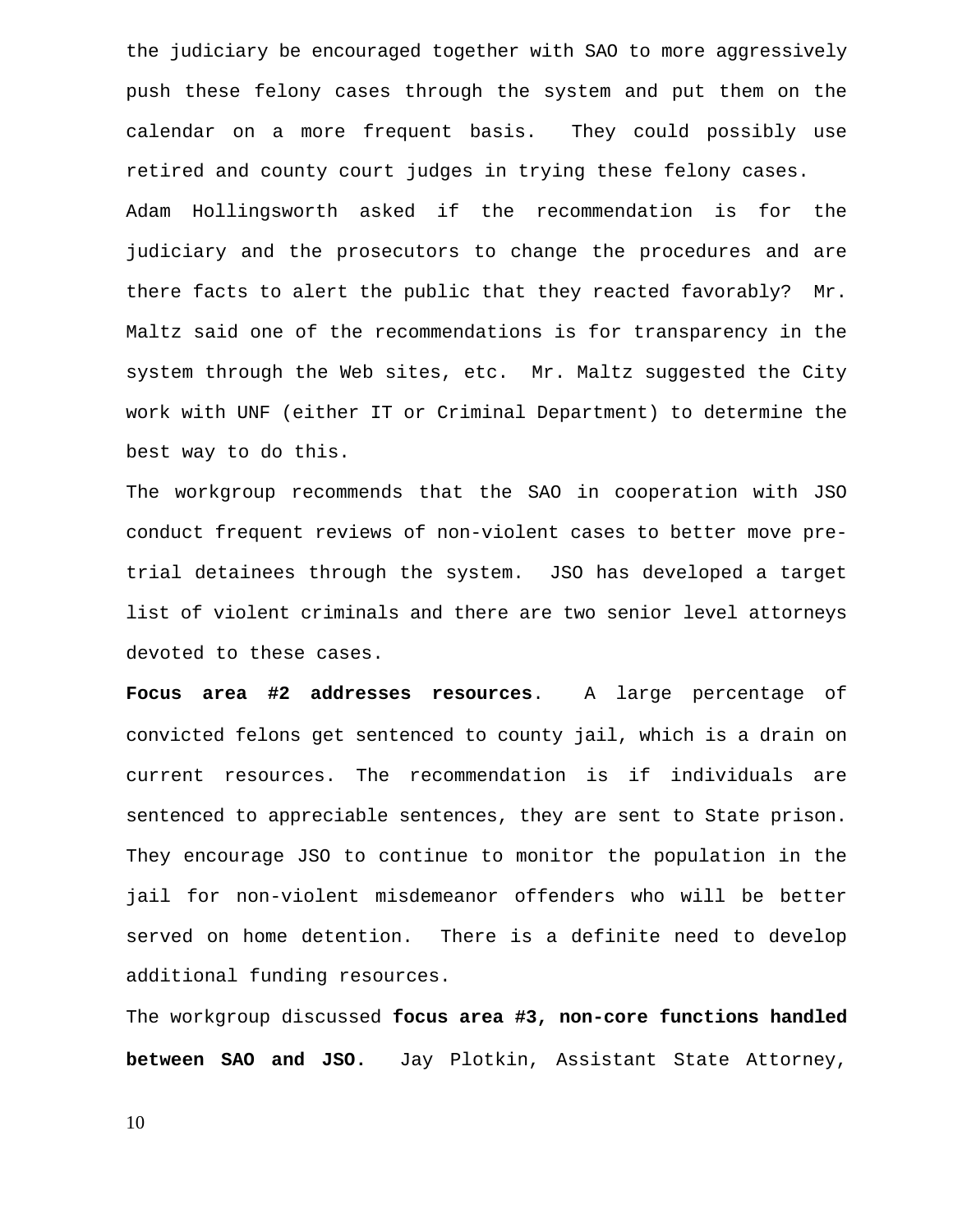the judiciary be encouraged together with SAO to more aggressively push these felony cases through the system and put them on the calendar on a more frequent basis. They could possibly use retired and county court judges in trying these felony cases.

Adam Hollingsworth asked if the recommendation is for the judiciary and the prosecutors to change the procedures and are there facts to alert the public that they reacted favorably? Mr. Maltz said one of the recommendations is for transparency in the system through the Web sites, etc. Mr. Maltz suggested the City work with UNF (either IT or Criminal Department) to determine the best way to do this.

The workgroup recommends that the SAO in cooperation with JSO conduct frequent reviews of non-violent cases to better move pre-trial detainees through the system. JSO has developed a target list of violent criminals and there are two senior level attorneys devoted to these cases.

**Focus area #2 addresses resources**. A large percentage of convicted felons get sentenced to county jail, which is a drain on current resources. The recommendation is if individuals are sentenced to appreciable sentences, they are sent to State prison. They encourage JSO to continue to monitor the population in the jail for non-violent misdemeanor offenders who will be better served on home detention. There is a definite need to develop additional funding resources.

The workgroup discussed **focus area #3, non-core functions handled between SAO and JSO.** Jay Plotkin, Assistant State Attorney,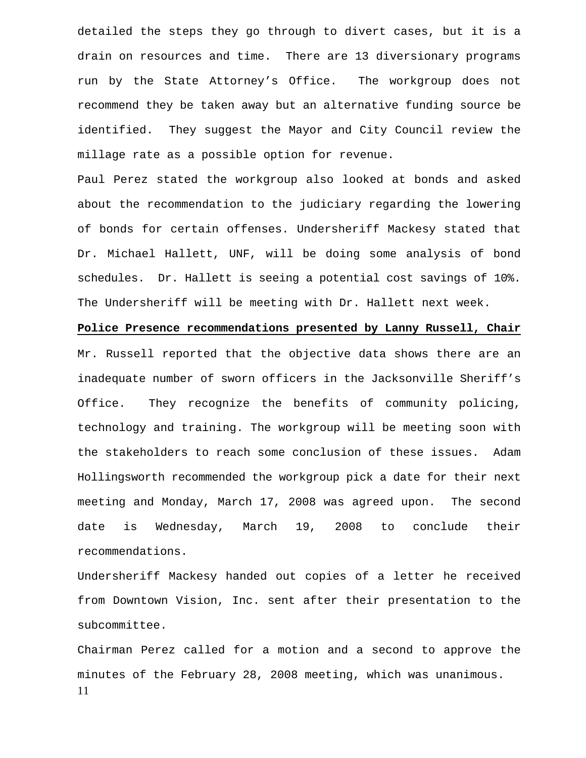detailed the steps they go through to divert cases, but it is a drain on resources and time. There are 13 diversionary programs run by the State Attorney's Office. The workgroup does not recommend they be taken away but an alternative funding source be identified. They suggest the Mayor and City Council review the millage rate as a possible option for revenue.

Paul Perez stated the workgroup also looked at bonds and asked about the recommendation to the judiciary regarding the lowering of bonds for certain offenses. Undersheriff Mackesy stated that Dr. Michael Hallett, UNF, will be doing some analysis of bond schedules. Dr. Hallett is seeing a potential cost savings of 10%. The Undersheriff will be meeting with Dr. Hallett next week.

**Police Presence recommendations presented by Lanny Russell, Chair**

Mr. Russell reported that the objective data shows there are an inadequate number of sworn officers in the Jacksonville Sheriff's Office. They recognize the benefits of community policing, technology and training. The workgroup will be meeting soon with the stakeholders to reach some conclusion of these issues. Adam Hollingsworth recommended the workgroup pick a date for their next meeting and Monday, March 17, 2008 was agreed upon. The second date is Wednesday, March 19, 2008 to conclude their recommendations.

Undersheriff Mackesy handed out copies of a letter he received from Downtown Vision, Inc. sent after their presentation to the subcommittee.

Chairman Perez called for a motion and a second to approve the minutes of the February 28, 2008 meeting, which was unanimous.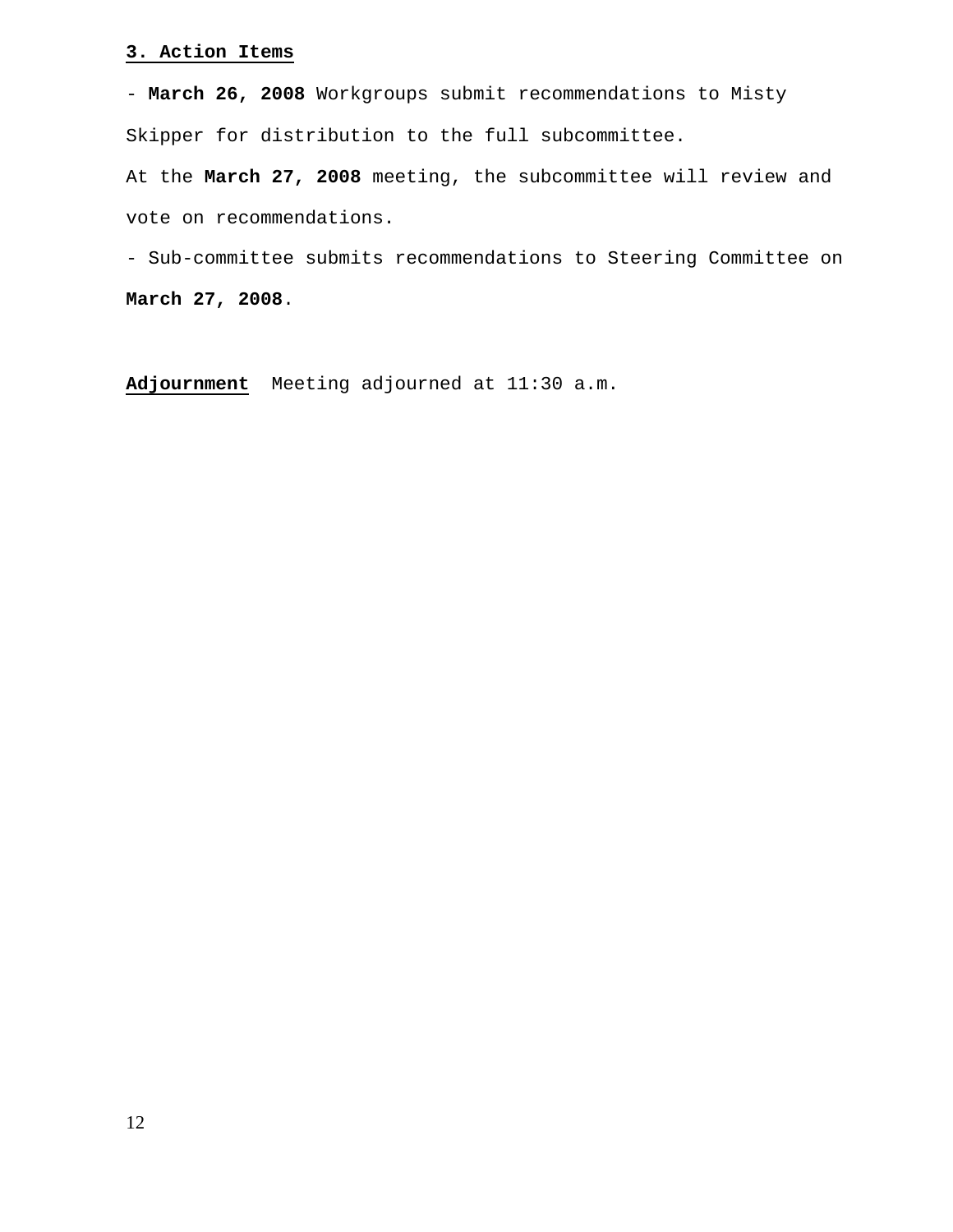**3. Action Items**

- **March 26, 2008** Workgroups submit recommendations to Misty Skipper for distribution to the full subcommittee.

At the **March 27, 2008** meeting, the subcommittee will review and vote on recommendations.

- Sub-committee submits recommendations to Steering Committee on **March 27, 2008**.

**Adjournment** Meeting adjourned at 11:30 a.m.